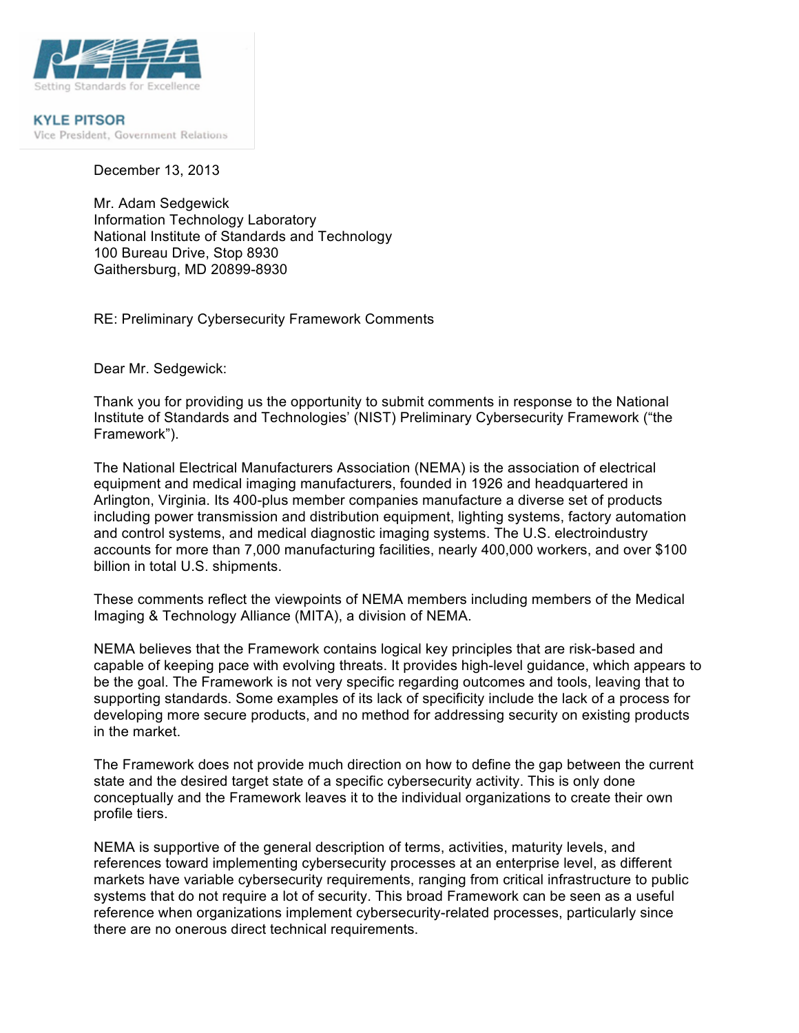NEMA

Setting Standards for Excellence

**KYLE PITSOR**
Vice President, Government Relations

December 13, 2013

Mr. Adam Sedgewick
Information Technology Laboratory
National Institute of Standards and Technology
100 Bureau Drive, Stop 8930
Gaithersburg, MD 20899-8930

RE: Preliminary Cybersecurity Framework Comments

Dear Mr. Sedgewick:

Thank you for providing us the opportunity to submit comments in response to the National Institute of Standards and Technologies' (NIST) Preliminary Cybersecurity Framework ("the Framework").

The National Electrical Manufacturers Association (NEMA) is the association of electrical equipment and medical imaging manufacturers, founded in 1926 and headquartered in Arlington, Virginia. Its 400-plus member companies manufacture a diverse set of products including power transmission and distribution equipment, lighting systems, factory automation and control systems, and medical diagnostic imaging systems. The U.S. electroindustry accounts for more than 7,000 manufacturing facilities, nearly 400,000 workers, and over $100 billion in total U.S. shipments.

These comments reflect the viewpoints of NEMA members including members of the Medical Imaging & Technology Alliance (MITA), a division of NEMA.

NEMA believes that the Framework contains logical key principles that are risk-based and capable of keeping pace with evolving threats. It provides high-level guidance, which appears to be the goal. The Framework is not very specific regarding outcomes and tools, leaving that to supporting standards. Some examples of its lack of specificity include the lack of a process for developing more secure products, and no method for addressing security on existing products in the market.

The Framework does not provide much direction on how to define the gap between the current state and the desired target state of a specific cybersecurity activity. This is only done conceptually and the Framework leaves it to the individual organizations to create their own profile tiers.

NEMA is supportive of the general description of terms, activities, maturity levels, and references toward implementing cybersecurity processes at an enterprise level, as different markets have variable cybersecurity requirements, ranging from critical infrastructure to public systems that do not require a lot of security. This broad Framework can be seen as a useful reference when organizations implement cybersecurity-related processes, particularly since there are no onerous direct technical requirements.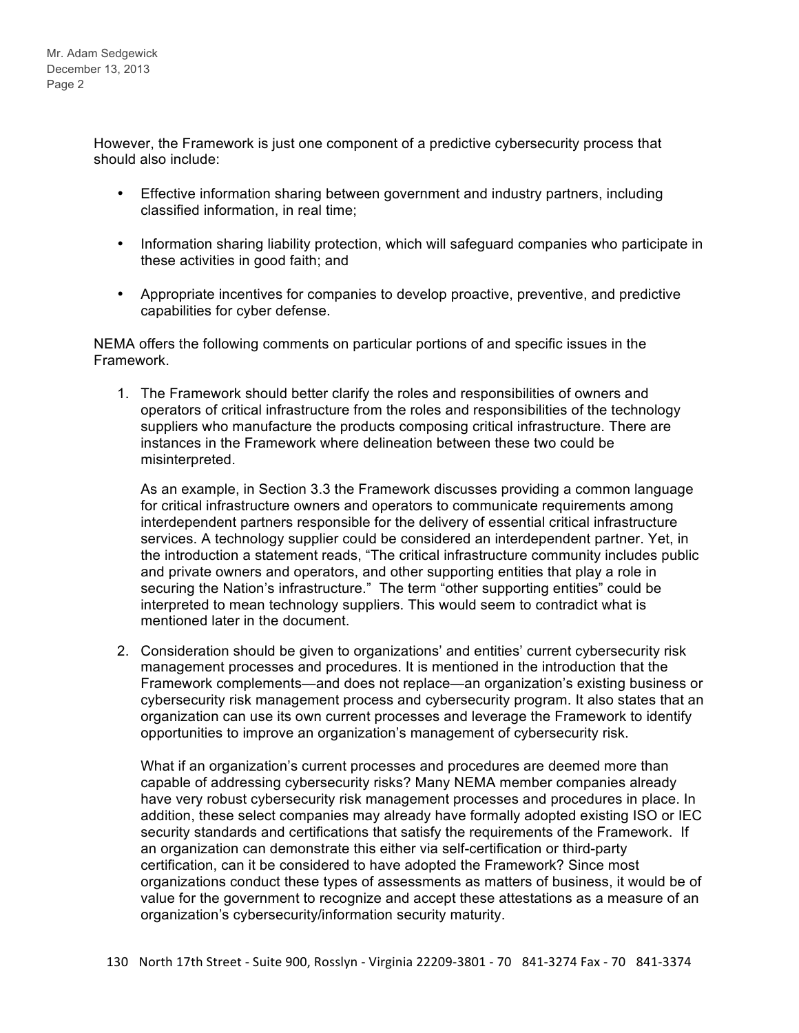However, the Framework is just one component of a predictive cybersecurity process that should also include:

- Effective information sharing between government and industry partners, including classified information, in real time;
- Information sharing liability protection, which will safeguard companies who participate in these activities in good faith; and
- Appropriate incentives for companies to develop proactive, preventive, and predictive capabilities for cyber defense.

NEMA offers the following comments on particular portions of and specific issues in the Framework.

1. The Framework should better clarify the roles and responsibilities of owners and operators of critical infrastructure from the roles and responsibilities of the technology suppliers who manufacture the products composing critical infrastructure. There are instances in the Framework where delineation between these two could be misinterpreted.

   As an example, in Section 3.3 the Framework discusses providing a common language for critical infrastructure owners and operators to communicate requirements among interdependent partners responsible for the delivery of essential critical infrastructure services. A technology supplier could be considered an interdependent partner. Yet, in the introduction a statement reads, "The critical infrastructure community includes public and private owners and operators, and other supporting entities that play a role in securing the Nation's infrastructure." The term "other supporting entities" could be interpreted to mean technology suppliers. This would seem to contradict what is mentioned later in the document.

2. Consideration should be given to organizations' and entities' current cybersecurity risk management processes and procedures. It is mentioned in the introduction that the Framework complements—and does not replace—an organization's existing business or cybersecurity risk management process and cybersecurity program. It also states that an organization can use its own current processes and leverage the Framework to identify opportunities to improve an organization's management of cybersecurity risk.

   What if an organization's current processes and procedures are deemed more than capable of addressing cybersecurity risks? Many NEMA member companies already have very robust cybersecurity risk management processes and procedures in place. In addition, these select companies may already have formally adopted existing ISO or IEC security standards and certifications that satisfy the requirements of the Framework. If an organization can demonstrate this either via self-certification or third-party certification, can it be considered to have adopted the Framework? Since most organizations conduct these types of assessments as matters of business, it would be of value for the government to recognize and accept these attestations as a measure of an organization's cybersecurity/information security maturity.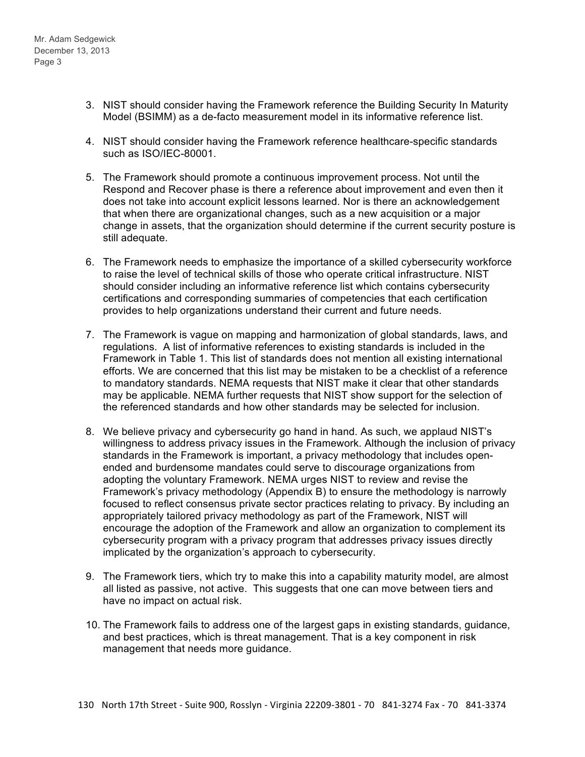3. NIST should consider having the Framework reference the Building Security In Maturity Model (BSIMM) as a de-facto measurement model in its informative reference list.

4. NIST should consider having the Framework reference healthcare-specific standards such as ISO/IEC-80001.

5. The Framework should promote a continuous improvement process. Not until the Respond and Recover phase is there a reference about improvement and even then it does not take into account explicit lessons learned. Nor is there an acknowledgement that when there are organizational changes, such as a new acquisition or a major change in assets, that the organization should determine if the current security posture is still adequate.

6. The Framework needs to emphasize the importance of a skilled cybersecurity workforce to raise the level of technical skills of those who operate critical infrastructure. NIST should consider including an informative reference list which contains cybersecurity certifications and corresponding summaries of competencies that each certification provides to help organizations understand their current and future needs.

7. The Framework is vague on mapping and harmonization of global standards, laws, and regulations. A list of informative references to existing standards is included in the Framework in Table 1. This list of standards does not mention all existing international efforts. We are concerned that this list may be mistaken to be a checklist of a reference to mandatory standards. NEMA requests that NIST make it clear that other standards may be applicable. NEMA further requests that NIST show support for the selection of the referenced standards and how other standards may be selected for inclusion.

8. We believe privacy and cybersecurity go hand in hand. As such, we applaud NIST's willingness to address privacy issues in the Framework. Although the inclusion of privacy standards in the Framework is important, a privacy methodology that includes open-ended and burdensome mandates could serve to discourage organizations from adopting the voluntary Framework. NEMA urges NIST to review and revise the Framework's privacy methodology (Appendix B) to ensure the methodology is narrowly focused to reflect consensus private sector practices relating to privacy. By including an appropriately tailored privacy methodology as part of the Framework, NIST will encourage the adoption of the Framework and allow an organization to complement its cybersecurity program with a privacy program that addresses privacy issues directly implicated by the organization's approach to cybersecurity.

9. The Framework tiers, which try to make this into a capability maturity model, are almost all listed as passive, not active. This suggests that one can move between tiers and have no impact on actual risk.

10. The Framework fails to address one of the largest gaps in existing standards, guidance, and best practices, which is threat management. That is a key component in risk management that needs more guidance.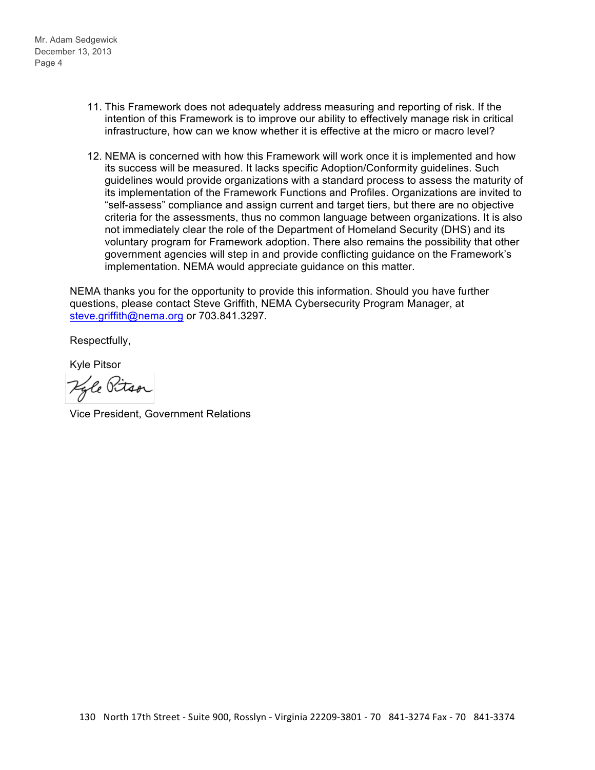11. This Framework does not adequately address measuring and reporting of risk. If the intention of this Framework is to improve our ability to effectively manage risk in critical infrastructure, how can we know whether it is effective at the micro or macro level?

12. NEMA is concerned with how this Framework will work once it is implemented and how its success will be measured. It lacks specific Adoption/Conformity guidelines. Such guidelines would provide organizations with a standard process to assess the maturity of its implementation of the Framework Functions and Profiles. Organizations are invited to "self-assess" compliance and assign current and target tiers, but there are no objective criteria for the assessments, thus no common language between organizations. It is also not immediately clear the role of the Department of Homeland Security (DHS) and its voluntary program for Framework adoption. There also remains the possibility that other government agencies will step in and provide conflicting guidance on the Framework's implementation. NEMA would appreciate guidance on this matter.

NEMA thanks you for the opportunity to provide this information. Should you have further questions, please contact Steve Griffith, NEMA Cybersecurity Program Manager, at steve.griffith@nema.org or 703.841.3297.

Respectfully,

Kyle Pitsor

Vice President, Government Relations